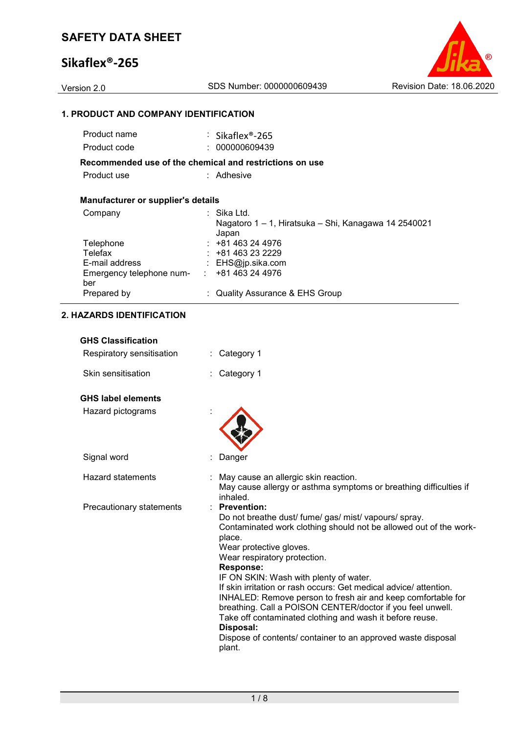# SAFETY DATA SHEET

## Sikaflex®-265

Version 2.0 | SDS Number: 0000000609439 | Revision Date: 18.06.2020

### 1. PRODUCT AND COMPANY IDENTIFICATION

| | |
|---|---|
| Product name | : Sikaflex®-265 |
| Product code | : 000000609439 |

**Recommended use of the chemical and restrictions on use**

| | |
|---|---|
| Product use | : Adhesive |

**Manufacturer or supplier's details**

| | |
|---|---|
| Company | : Sika Ltd.<br>Nagatoro 1 – 1, Hiratsuka – Shi, Kanagawa 14 2540021<br>Japan |
| Telephone | : +81 463 24 4976 |
| Telefax | : +81 463 23 2229 |
| E-mail address | : EHS@jp.sika.com |
| Emergency telephone number | : +81 463 24 4976 |
| Prepared by | : Quality Assurance & EHS Group |

### 2. HAZARDS IDENTIFICATION

**GHS Classification**

| | |
|---|---|
| Respiratory sensitisation | : Category 1 |
| Skin sensitisation | : Category 1 |

**GHS label elements**

Hazard pictograms :

Signal word : Danger

Hazard statements : May cause an allergic skin reaction.
May cause allergy or asthma symptoms or breathing difficulties if inhaled.

Precautionary statements :

**Prevention:**
Do not breathe dust/ fume/ gas/ mist/ vapours/ spray.
Contaminated work clothing should not be allowed out of the workplace.
Wear protective gloves.
Wear respiratory protection.

**Response:**
IF ON SKIN: Wash with plenty of water.
If skin irritation or rash occurs: Get medical advice/ attention.
INHALED: Remove person to fresh air and keep comfortable for breathing. Call a POISON CENTER/doctor if you feel unwell.
Take off contaminated clothing and wash it before reuse.

**Disposal:**
Dispose of contents/ container to an approved waste disposal plant.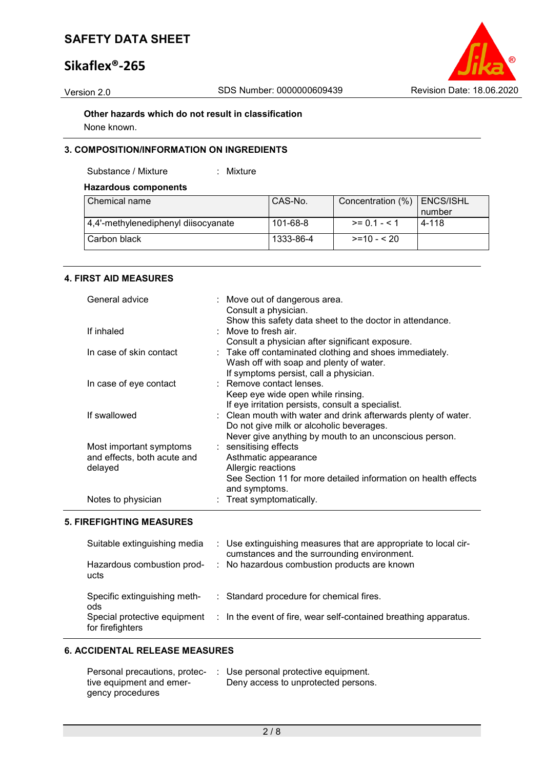**Other hazards which do not result in classification**

None known.

## 3. COMPOSITION/INFORMATION ON INGREDIENTS

Substance / Mixture : Mixture

**Hazardous components**

| Chemical name | CAS-No. | Concentration (%) | ENCS/ISHL number |
|---|---|---|---|
| 4,4'-methylenediphenyl diisocyanate | 101-68-8 | >= 0.1 - < 1 | 4-118 |
| Carbon black | 1333-86-4 | >=10 - < 20 | |

## 4. FIRST AID MEASURES

General advice : Move out of dangerous area.
Consult a physician.
Show this safety data sheet to the doctor in attendance.

If inhaled : Move to fresh air.
Consult a physician after significant exposure.

In case of skin contact : Take off contaminated clothing and shoes immediately.
Wash off with soap and plenty of water.
If symptoms persist, call a physician.

In case of eye contact : Remove contact lenses.
Keep eye wide open while rinsing.
If eye irritation persists, consult a specialist.

If swallowed : Clean mouth with water and drink afterwards plenty of water.
Do not give milk or alcoholic beverages.
Never give anything by mouth to an unconscious person.

Most important symptoms and effects, both acute and delayed : sensitising effects
Asthmatic appearance
Allergic reactions
See Section 11 for more detailed information on health effects and symptoms.

Notes to physician : Treat symptomatically.

## 5. FIREFIGHTING MEASURES

Suitable extinguishing media : Use extinguishing measures that are appropriate to local circumstances and the surrounding environment.

Hazardous combustion products : No hazardous combustion products are known

Specific extinguishing methods : Standard procedure for chemical fires.

Special protective equipment for firefighters : In the event of fire, wear self-contained breathing apparatus.

## 6. ACCIDENTAL RELEASE MEASURES

Personal precautions, protective equipment and emergency procedures : Use personal protective equipment.
Deny access to unprotected persons.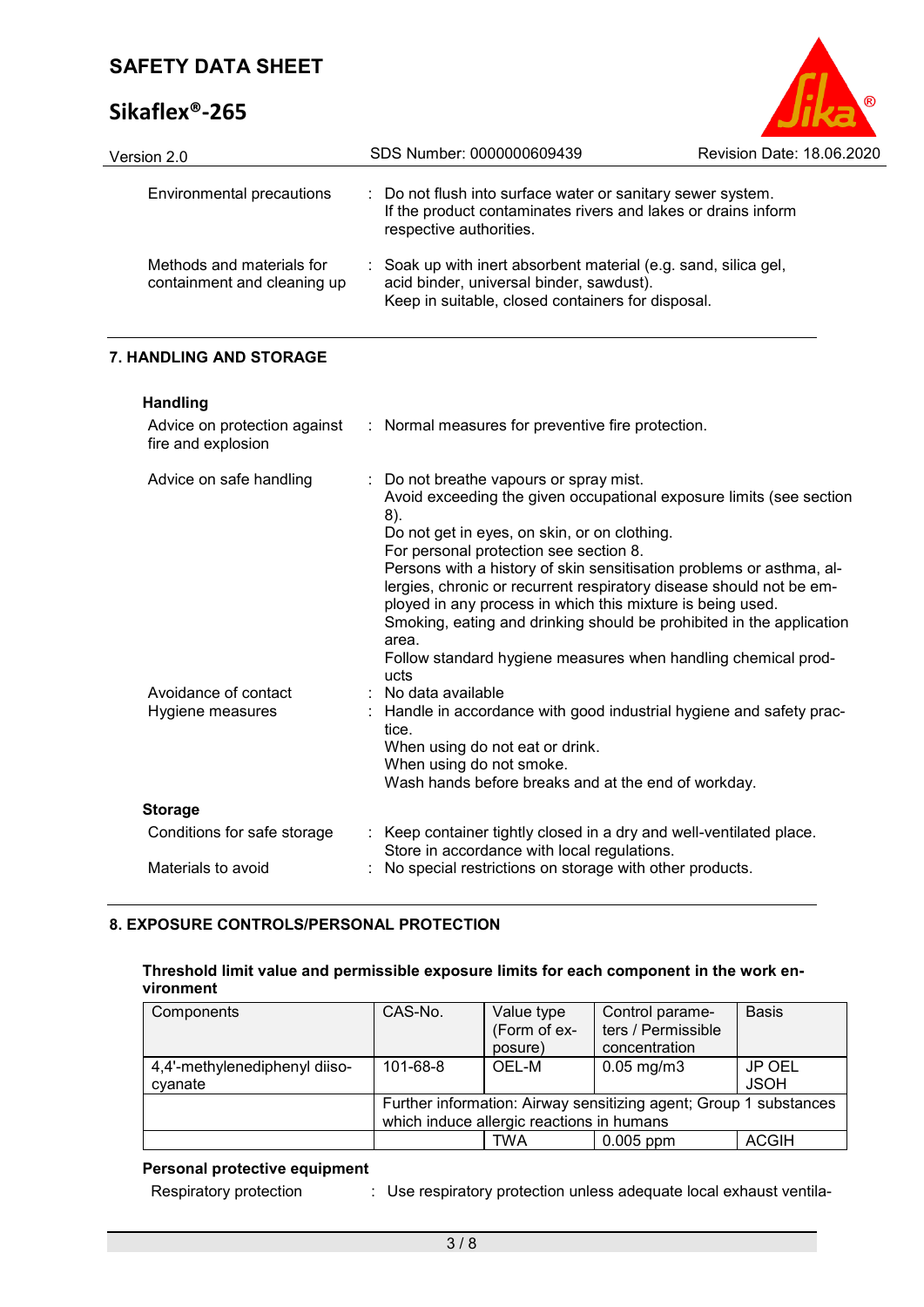| | | |
|---|---|---|
| Environmental precautions | : | Do not flush into surface water or sanitary sewer system. If the product contaminates rivers and lakes or drains inform respective authorities. |
| Methods and materials for containment and cleaning up | : | Soak up with inert absorbent material (e.g. sand, silica gel, acid binder, universal binder, sawdust). Keep in suitable, closed containers for disposal. |

## 7. HANDLING AND STORAGE

### Handling

| | | |
|---|---|---|
| Advice on protection against fire and explosion | : | Normal measures for preventive fire protection. |
| Advice on safe handling | : | Do not breathe vapours or spray mist. Avoid exceeding the given occupational exposure limits (see section 8). Do not get in eyes, on skin, or on clothing. For personal protection see section 8. Persons with a history of skin sensitisation problems or asthma, allergies, chronic or recurrent respiratory disease should not be employed in any process in which this mixture is being used. Smoking, eating and drinking should be prohibited in the application area. Follow standard hygiene measures when handling chemical products |
| Avoidance of contact | : | No data available |
| Hygiene measures | : | Handle in accordance with good industrial hygiene and safety practice. When using do not eat or drink. When using do not smoke. Wash hands before breaks and at the end of workday. |

### Storage

| | | |
|---|---|---|
| Conditions for safe storage | : | Keep container tightly closed in a dry and well-ventilated place. Store in accordance with local regulations. |
| Materials to avoid | : | No special restrictions on storage with other products. |

## 8. EXPOSURE CONTROLS/PERSONAL PROTECTION

**Threshold limit value and permissible exposure limits for each component in the work environment**

| Components | CAS-No. | Value type (Form of exposure) | Control parameters / Permissible concentration | Basis |
|---|---|---|---|---|
| 4,4'-methylenediphenyl diisocyanate | 101-68-8 | OEL-M | 0.05 mg/m3 | JP OEL JSOH |
| | Further information: Airway sensitizing agent; Group 1 substances which induce allergic reactions in humans | | | |
| | | TWA | 0.005 ppm | ACGIH |

### Personal protective equipment

| | | |
|---|---|---|
| Respiratory protection | : | Use respiratory protection unless adequate local exhaust ventila- |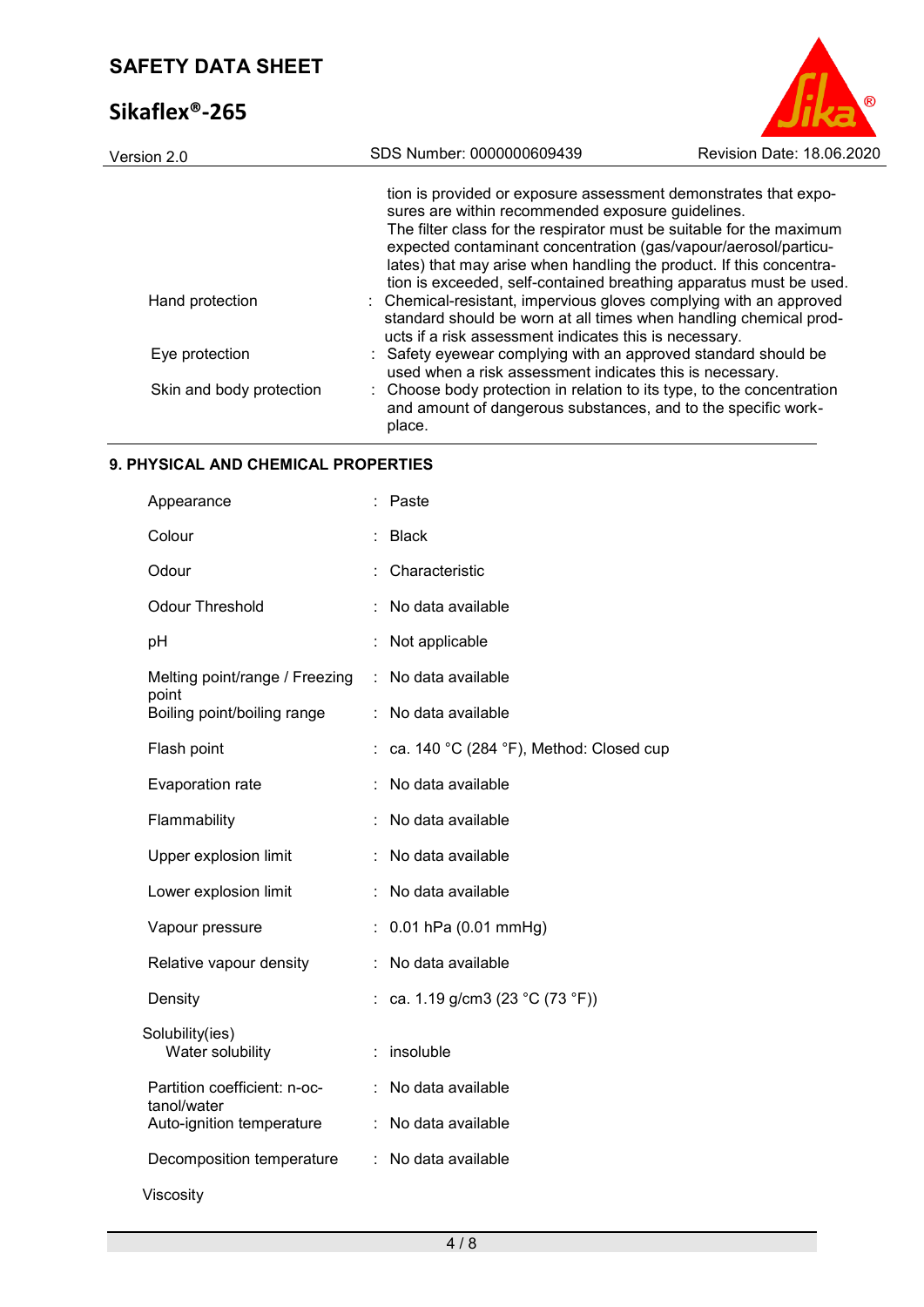tion is provided or exposure assessment demonstrates that exposures are within recommended exposure guidelines.
The filter class for the respirator must be suitable for the maximum expected contaminant concentration (gas/vapour/aerosol/particulates) that may arise when handling the product. If this concentration is exceeded, self-contained breathing apparatus must be used.

| | |
|---|---|
| Hand protection | : Chemical-resistant, impervious gloves complying with an approved standard should be worn at all times when handling chemical products if a risk assessment indicates this is necessary. |
| Eye protection | : Safety eyewear complying with an approved standard should be used when a risk assessment indicates this is necessary. |
| Skin and body protection | : Choose body protection in relation to its type, to the concentration and amount of dangerous substances, and to the specific workplace. |

## 9. PHYSICAL AND CHEMICAL PROPERTIES

| | |
|---|---|
| Appearance | : Paste |
| Colour | : Black |
| Odour | : Characteristic |
| Odour Threshold | : No data available |
| pH | : Not applicable |
| Melting point/range / Freezing point | : No data available |
| Boiling point/boiling range | : No data available |
| Flash point | : ca. 140 °C (284 °F), Method: Closed cup |
| Evaporation rate | : No data available |
| Flammability | : No data available |
| Upper explosion limit | : No data available |
| Lower explosion limit | : No data available |
| Vapour pressure | : 0.01 hPa (0.01 mmHg) |
| Relative vapour density | : No data available |
| Density | : ca. 1.19 g/cm3 (23 °C (73 °F)) |
| Solubility(ies) | |
| Water solubility | : insoluble |
| Partition coefficient: n-octanol/water | : No data available |
| Auto-ignition temperature | : No data available |
| Decomposition temperature | : No data available |
| Viscosity | |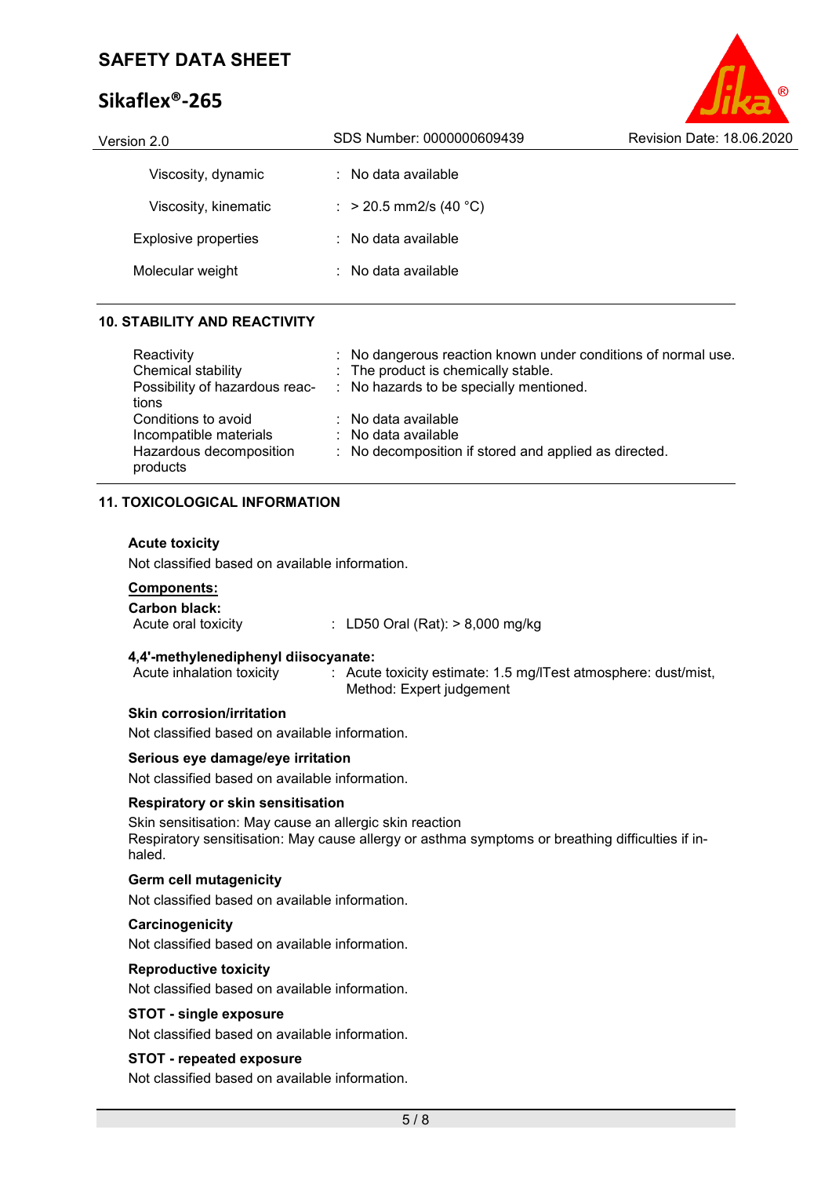| | |
|---|---|
| Viscosity, dynamic | : No data available |
| Viscosity, kinematic | : > 20.5 mm2/s (40 °C) |
| Explosive properties | : No data available |
| Molecular weight | : No data available |

## 10. STABILITY AND REACTIVITY

| | |
|---|---|
| Reactivity | : No dangerous reaction known under conditions of normal use. |
| Chemical stability | : The product is chemically stable. |
| Possibility of hazardous reactions | : No hazards to be specially mentioned. |
| Conditions to avoid | : No data available |
| Incompatible materials | : No data available |
| Hazardous decomposition products | : No decomposition if stored and applied as directed. |

## 11. TOXICOLOGICAL INFORMATION

### Acute toxicity

Not classified based on available information.

**Components:**

**Carbon black:**

| | |
|---|---|
| Acute oral toxicity | : LD50 Oral (Rat): > 8,000 mg/kg |

**4,4'-methylenediphenyl diisocyanate:**

| | |
|---|---|
| Acute inhalation toxicity | : Acute toxicity estimate: 1.5 mg/lTest atmosphere: dust/mist, Method: Expert judgement |

### Skin corrosion/irritation

Not classified based on available information.

### Serious eye damage/eye irritation

Not classified based on available information.

### Respiratory or skin sensitisation

Skin sensitisation: May cause an allergic skin reaction
Respiratory sensitisation: May cause allergy or asthma symptoms or breathing difficulties if inhaled.

### Germ cell mutagenicity

Not classified based on available information.

### Carcinogenicity

Not classified based on available information.

### Reproductive toxicity

Not classified based on available information.

### STOT - single exposure

Not classified based on available information.

### STOT - repeated exposure

Not classified based on available information.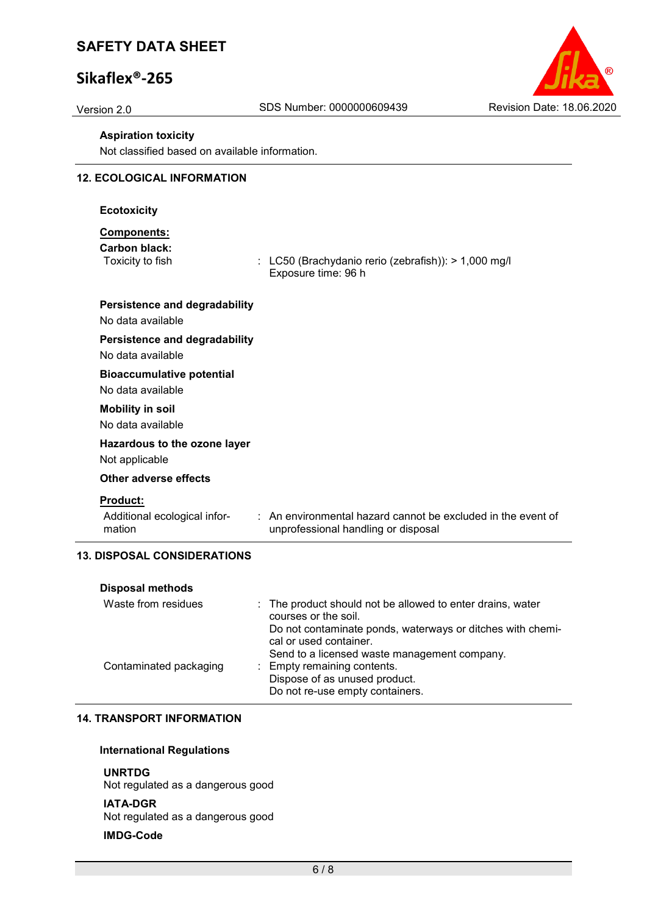**Aspiration toxicity**

Not classified based on available information.

## 12. ECOLOGICAL INFORMATION

**Ecotoxicity**

**Components:**

**Carbon black:**

| | |
|---|---|
| Toxicity to fish | : LC50 (Brachydanio rerio (zebrafish)): > 1,000 mg/l<br>Exposure time: 96 h |

**Persistence and degradability**

No data available

**Persistence and degradability**

No data available

**Bioaccumulative potential**

No data available

**Mobility in soil**

No data available

**Hazardous to the ozone layer**

Not applicable

**Other adverse effects**

**Product:**

| | |
|---|---|
| Additional ecological information | : An environmental hazard cannot be excluded in the event of unprofessional handling or disposal |

## 13. DISPOSAL CONSIDERATIONS

**Disposal methods**

| | |
|---|---|
| Waste from residues | : The product should not be allowed to enter drains, water courses or the soil.<br>Do not contaminate ponds, waterways or ditches with chemical or used container.<br>Send to a licensed waste management company. |
| Contaminated packaging | : Empty remaining contents.<br>Dispose of as unused product.<br>Do not re-use empty containers. |

## 14. TRANSPORT INFORMATION

**International Regulations**

**UNRTDG**

Not regulated as a dangerous good

**IATA-DGR**

Not regulated as a dangerous good

**IMDG-Code**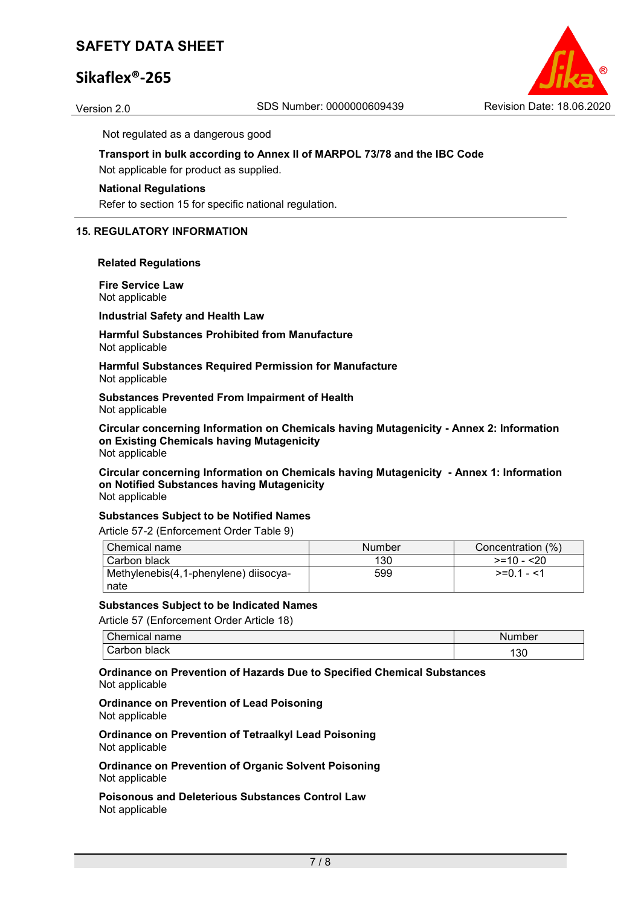Not regulated as a dangerous good

**Transport in bulk according to Annex II of MARPOL 73/78 and the IBC Code**

Not applicable for product as supplied.

**National Regulations**

Refer to section 15 for specific national regulation.

## 15. REGULATORY INFORMATION

**Related Regulations**

**Fire Service Law**
Not applicable

**Industrial Safety and Health Law**

**Harmful Substances Prohibited from Manufacture**
Not applicable

**Harmful Substances Required Permission for Manufacture**
Not applicable

**Substances Prevented From Impairment of Health**
Not applicable

**Circular concerning Information on Chemicals having Mutagenicity - Annex 2: Information on Existing Chemicals having Mutagenicity**
Not applicable

**Circular concerning Information on Chemicals having Mutagenicity - Annex 1: Information on Notified Substances having Mutagenicity**
Not applicable

**Substances Subject to be Notified Names**

Article 57-2 (Enforcement Order Table 9)

| Chemical name | Number | Concentration (%) |
|---|---|---|
| Carbon black | 130 | >=10 - <20 |
| Methylenebis(4,1-phenylene) diisocyanate | 599 | >=0.1 - <1 |

**Substances Subject to be Indicated Names**

Article 57 (Enforcement Order Article 18)

| Chemical name | Number |
|---|---|
| Carbon black | 130 |

**Ordinance on Prevention of Hazards Due to Specified Chemical Substances**
Not applicable

**Ordinance on Prevention of Lead Poisoning**
Not applicable

**Ordinance on Prevention of Tetraalkyl Lead Poisoning**
Not applicable

**Ordinance on Prevention of Organic Solvent Poisoning**
Not applicable

**Poisonous and Deleterious Substances Control Law**
Not applicable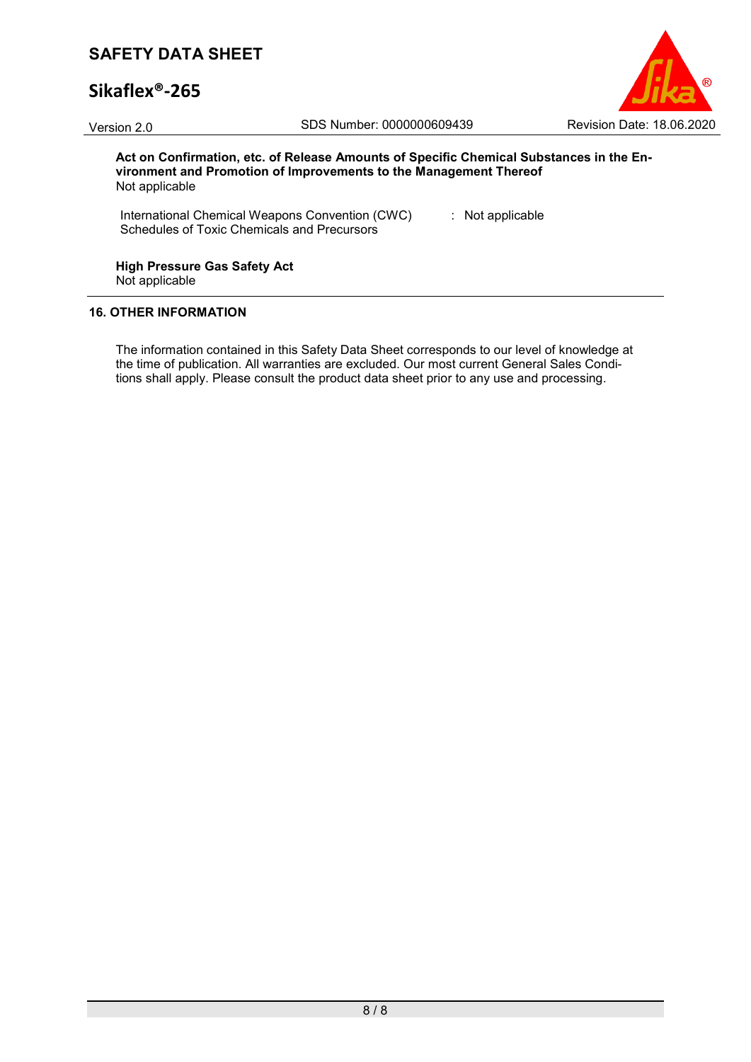**Act on Confirmation, etc. of Release Amounts of Specific Chemical Substances in the Environment and Promotion of Improvements to the Management Thereof**
Not applicable

| | |
|---|---|
| International Chemical Weapons Convention (CWC) Schedules of Toxic Chemicals and Precursors | : Not applicable |

**High Pressure Gas Safety Act**
Not applicable

## 16. OTHER INFORMATION

The information contained in this Safety Data Sheet corresponds to our level of knowledge at the time of publication. All warranties are excluded. Our most current General Sales Conditions shall apply. Please consult the product data sheet prior to any use and processing.